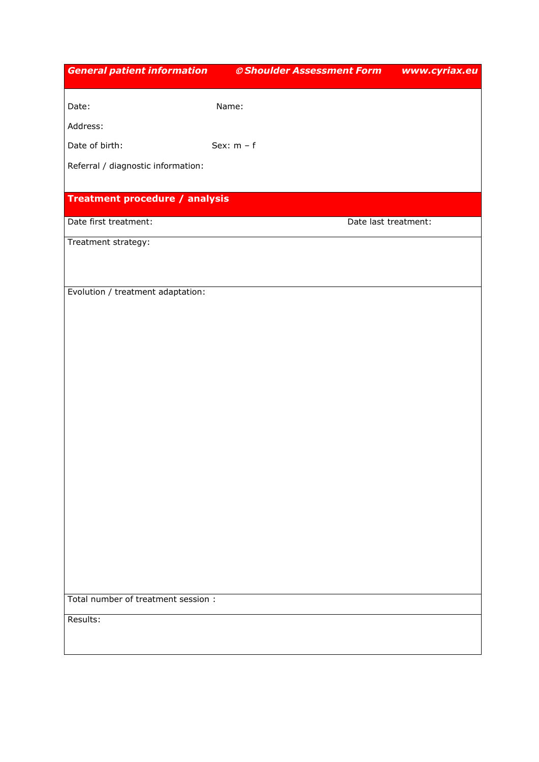## *General patient information* — *© Shoulder Assessment Form* — *www.cyriax.eu*

Date: Name:

Address:

Date of birth: Sex: m – f

Referral / diagnostic information:

## Treatment procedure / analysis

Date first treatment: Date last treatment:

Treatment strategy:

Evolution / treatment adaptation:

Total number of treatment session :

Results: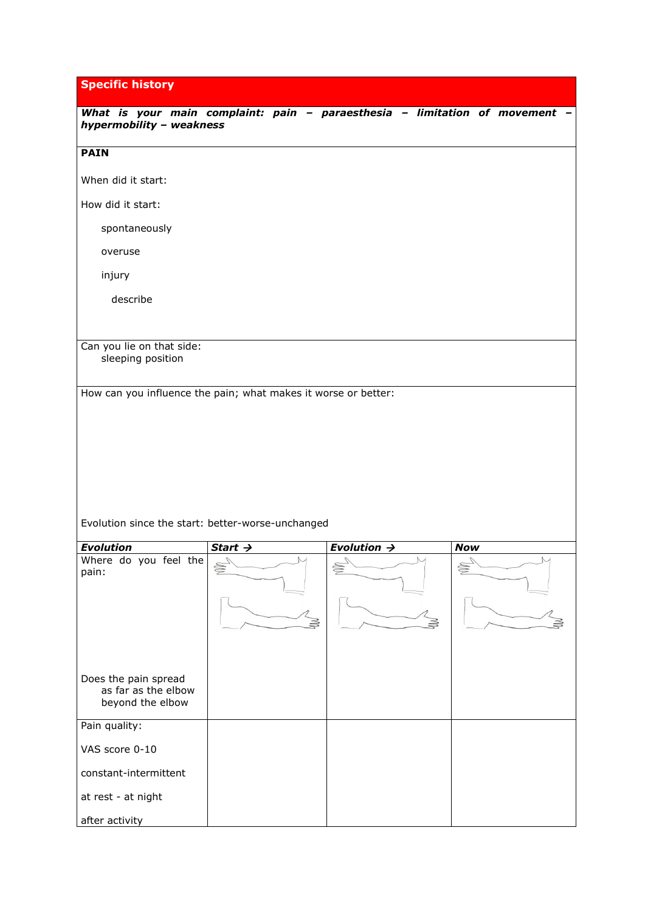## Specific history

***What is your main complaint: pain – paraesthesia – limitation of movement – hypermobility – weakness***

**PAIN**

When did it start:

How did it start:

- spontaneously
- overuse
- injury
  - describe

Can you lie on that side:
sleeping position

How can you influence the pain; what makes it worse or better:

Evolution since the start: better-worse-unchanged

| ***Evolution*** | ***Start →*** | ***Evolution →*** | ***Now*** |
|---|---|---|---|
| Where do you feel the pain:<br><br>Does the pain spread<br>as far as the elbow<br>beyond the elbow | | | |
| Pain quality:<br><br>VAS score 0-10<br><br>constant-intermittent<br><br>at rest - at night<br><br>after activity | | | |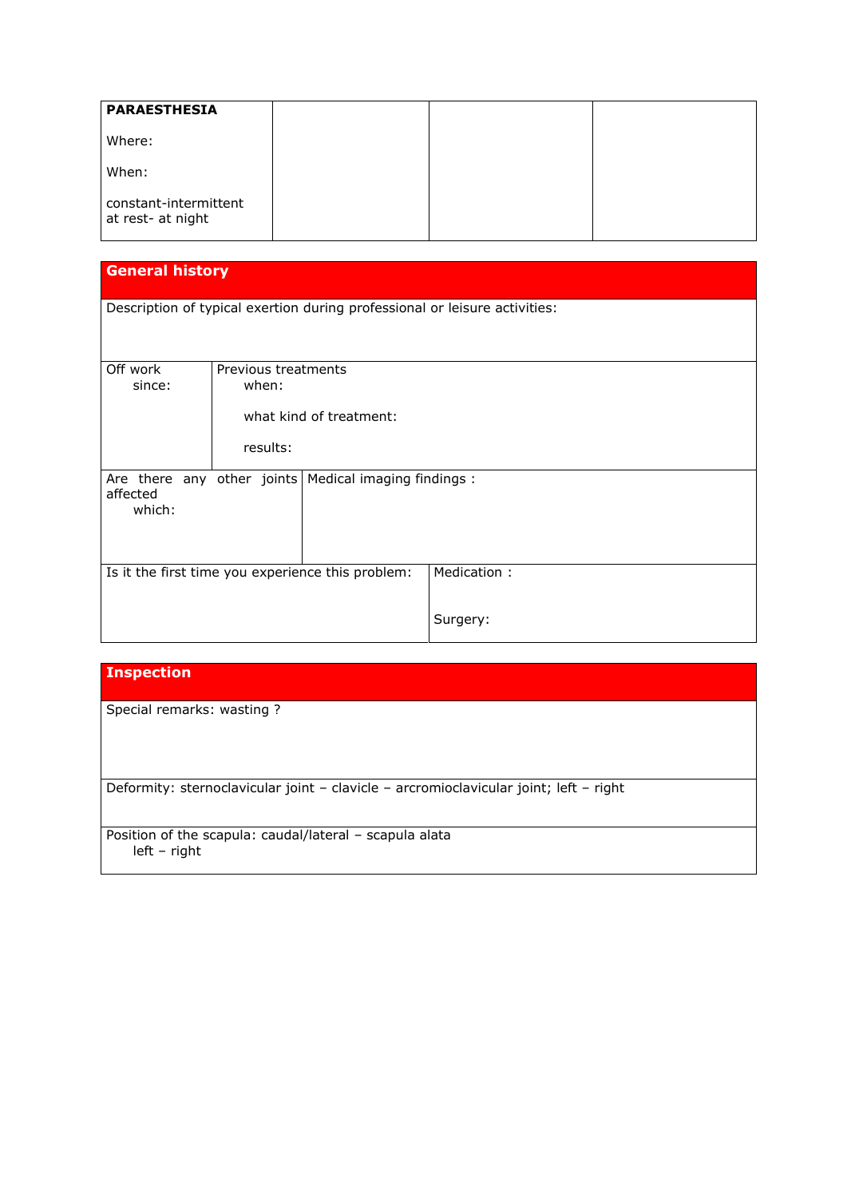| **PARAESTHESIA**<br><br>Where:<br><br>When:<br><br>constant-intermittent<br>at rest- at night | | | |
|---|---|---|---|

## General history

| Description of typical exertion during professional or leisure activities: | |
|---|---|
| Off work<br>since: | Previous treatments<br>when:<br><br>what kind of treatment:<br><br>results: |
| Are there any other joints affected<br>which: | Medical imaging findings : |
| Is it the first time you experience this problem: | Medication :<br><br>Surgery: |

## Inspection

| Special remarks: wasting ? |
|---|
| Deformity: sternoclavicular joint – clavicle – arcromioclavicular joint; left – right |
| Position of the scapula: caudal/lateral – scapula alata<br>left – right |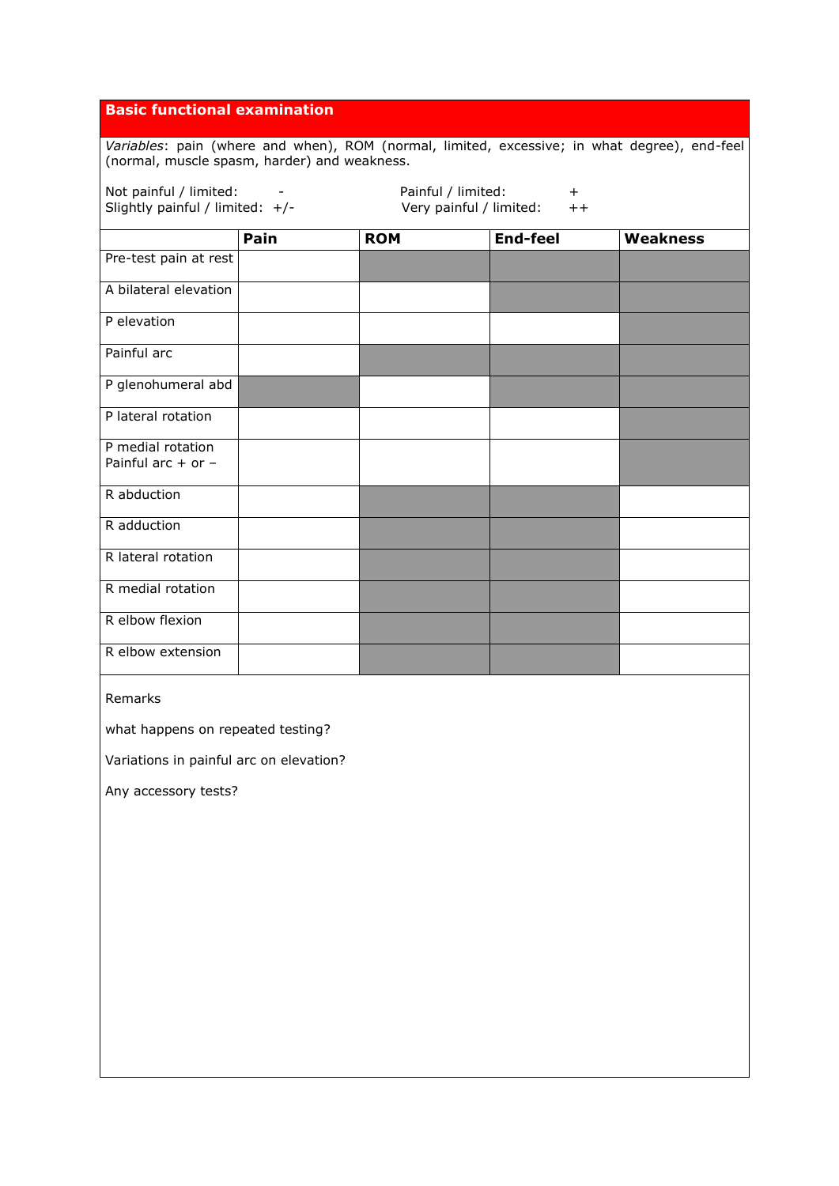## Basic functional examination

*Variables*: pain (where and when), ROM (normal, limited, excessive; in what degree), end-feel (normal, muscle spasm, harder) and weakness.

Not painful / limited: -
Slightly painful / limited: +/-
Painful / limited: +
Very painful / limited: ++

| | Pain | ROM | End-feel | Weakness |
|---|---|---|---|---|
| Pre-test pain at rest | | | | |
| A bilateral elevation | | | | |
| P elevation | | | | |
| Painful arc | | | | |
| P glenohumeral abd | | | | |
| P lateral rotation | | | | |
| P medial rotation Painful arc + or – | | | | |
| R abduction | | | | |
| R adduction | | | | |
| R lateral rotation | | | | |
| R medial rotation | | | | |
| R elbow flexion | | | | |
| R elbow extension | | | | |

Remarks

what happens on repeated testing?

Variations in painful arc on elevation?

Any accessory tests?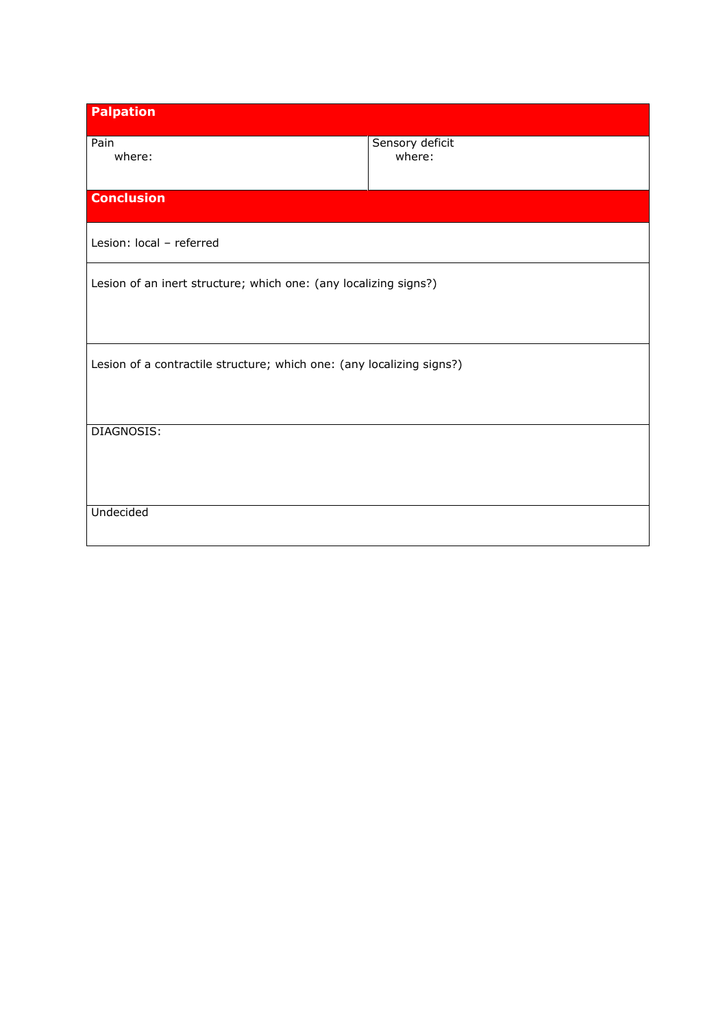| Palpation | |
|---|---|
| Pain<br>where: | Sensory deficit<br>where: |

| Conclusion |
|---|
| Lesion: local – referred |
| Lesion of an inert structure; which one: (any localizing signs?) |
| Lesion of a contractile structure; which one: (any localizing signs?) |
| DIAGNOSIS: |
| Undecided |